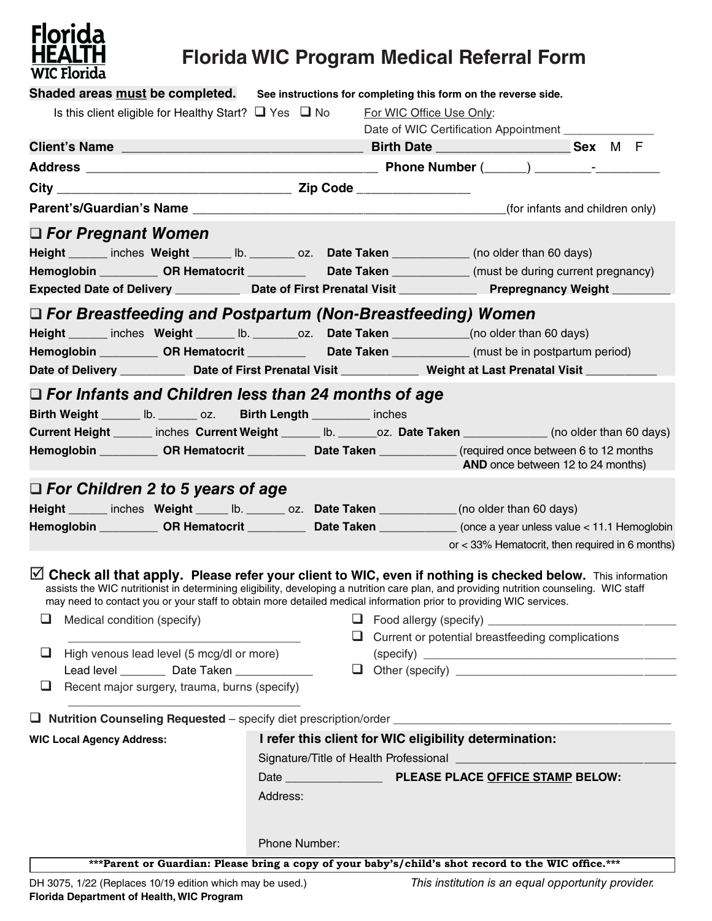Florida HEALTH
WIC Florida

# Florida WIC Program Medical Referral Form

**Shaded areas must be completed.** **See instructions for completing this form on the reverse side.**

Is this client eligible for Healthy Start? ☐ Yes ☐ No

For WIC Office Use Only:
Date of WIC Certification Appointment ______________

**Client's Name** ___________________________________ **Birth Date** ___________________ **Sex** M F

**Address** ___________________________________________ **Phone Number** (______) ________-_________

**City** _________________________________ **Zip Code** _______________

**Parent's/Guardian's Name** ___________________________________________(for infants and children only)

## ☐ *For Pregnant Women*

**Height** ______ inches **Weight** ______ lb. _______ oz. **Date Taken** ____________ (no older than 60 days)

**Hemoglobin** _________ **OR Hematocrit** _________ **Date Taken** ____________ (must be during current pregnancy)

**Expected Date of Delivery** __________ **Date of First Prenatal Visit** ____________ **Prepregnancy Weight** _________

## ☐ *For Breastfeeding and Postpartum (Non-Breastfeeding) Women*

**Height** ______ inches **Weight** ______ lb. _______oz. **Date Taken** ____________(no older than 60 days)

**Hemoglobin** _________ **OR Hematocrit** _________ **Date Taken** ____________ (must be in postpartum period)

**Date of Delivery** __________ **Date of First Prenatal Visit** ____________ **Weight at Last Prenatal Visit** ___________

## ☐ *For Infants and Children less than 24 months of age*

**Birth Weight** ______ lb. ______ oz. **Birth Length** _________ inches

**Current Height** ______ inches **Current Weight** ______ lb. ______oz. **Date Taken** _____________ (no older than 60 days)

**Hemoglobin** _________ **OR Hematocrit** _________ **Date Taken** ____________ (required once between 6 to 12 months **AND** once between 12 to 24 months)

## ☐ *For Children 2 to 5 years of age*

**Height** ______ inches **Weight** _____ lb. ______ oz. **Date Taken** ____________(no older than 60 days)

**Hemoglobin** _________ **OR Hematocrit** _________ **Date Taken** ____________ (once a year unless value < 11.1 Hemoglobin or < 33% Hematocrit, then required in 6 months)

☑ **Check all that apply. Please refer your client to WIC, even if nothing is checked below.** This information assists the WIC nutritionist in determining eligibility, developing a nutrition care plan, and providing nutrition counseling. WIC staff may need to contact you or your staff to obtain more detailed medical information prior to providing WIC services.

- ☐ Medical condition (specify) ___________________________________
- ☐ High venous lead level (5 mcg/dl or more)
  Lead level _______ Date Taken ____________
- ☐ Recent major surgery, trauma, burns (specify) ___________________________________
- ☐ Food allergy (specify) ________________________________
- ☐ Current or potential breastfeeding complications (specify) ________________________________________
- ☐ Other (specify) ___________________________________

☐ **Nutrition Counseling Requested** – specify diet prescription/order ____________________________________________

**WIC Local Agency Address:**

**I refer this client for WIC eligibility determination:**

Signature/Title of Health Professional ________________________________

Date _______________ **PLEASE PLACE OFFICE STAMP BELOW:**

Address:

Phone Number:

**\*\*\*Parent or Guardian: Please bring a copy of your baby's/child's shot record to the WIC office.\*\*\***

DH 3075, 1/22 (Replaces 10/19 edition which may be used.)
**Florida Department of Health, WIC Program**

*This institution is an equal opportunity provider.*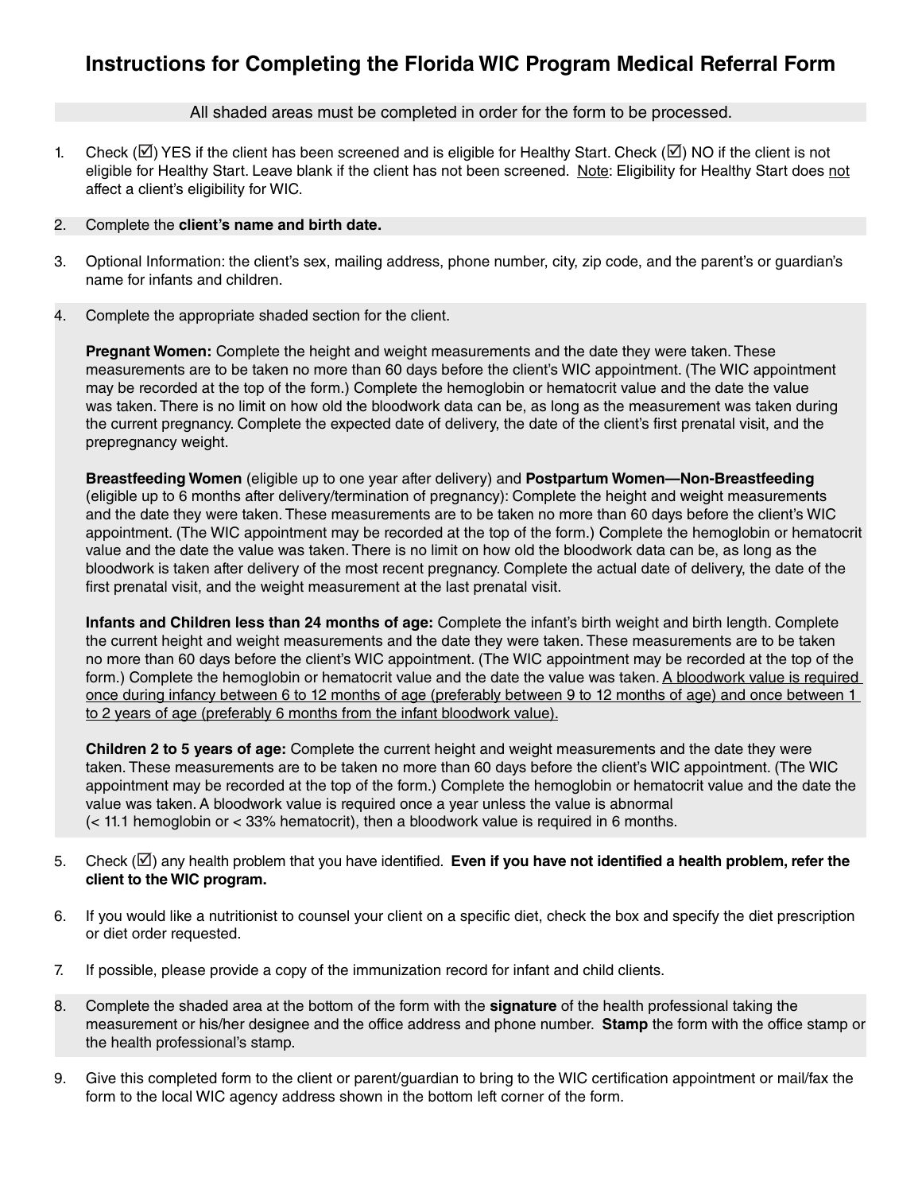# Instructions for Completing the Florida WIC Program Medical Referral Form

All shaded areas must be completed in order for the form to be processed.

1. Check (☑) YES if the client has been screened and is eligible for Healthy Start. Check (☑) NO if the client is not eligible for Healthy Start. Leave blank if the client has not been screened. Note: Eligibility for Healthy Start does not affect a client's eligibility for WIC.

2. Complete the **client's name and birth date.**

3. Optional Information: the client's sex, mailing address, phone number, city, zip code, and the parent's or guardian's name for infants and children.

4. Complete the appropriate shaded section for the client.

   **Pregnant Women:** Complete the height and weight measurements and the date they were taken. These measurements are to be taken no more than 60 days before the client's WIC appointment. (The WIC appointment may be recorded at the top of the form.) Complete the hemoglobin or hematocrit value and the date the value was taken. There is no limit on how old the bloodwork data can be, as long as the measurement was taken during the current pregnancy. Complete the expected date of delivery, the date of the client's first prenatal visit, and the prepregnancy weight.

   **Breastfeeding Women** (eligible up to one year after delivery) and **Postpartum Women—Non-Breastfeeding** (eligible up to 6 months after delivery/termination of pregnancy): Complete the height and weight measurements and the date they were taken. These measurements are to be taken no more than 60 days before the client's WIC appointment. (The WIC appointment may be recorded at the top of the form.) Complete the hemoglobin or hematocrit value and the date the value was taken. There is no limit on how old the bloodwork data can be, as long as the bloodwork is taken after delivery of the most recent pregnancy. Complete the actual date of delivery, the date of the first prenatal visit, and the weight measurement at the last prenatal visit.

   **Infants and Children less than 24 months of age:** Complete the infant's birth weight and birth length. Complete the current height and weight measurements and the date they were taken. These measurements are to be taken no more than 60 days before the client's WIC appointment. (The WIC appointment may be recorded at the top of the form.) Complete the hemoglobin or hematocrit value and the date the value was taken. <u>A bloodwork value is required once during infancy between 6 to 12 months of age (preferably between 9 to 12 months of age) and once between 1 to 2 years of age (preferably 6 months from the infant bloodwork value).</u>

   **Children 2 to 5 years of age:** Complete the current height and weight measurements and the date they were taken. These measurements are to be taken no more than 60 days before the client's WIC appointment. (The WIC appointment may be recorded at the top of the form.) Complete the hemoglobin or hematocrit value and the date the value was taken. A bloodwork value is required once a year unless the value is abnormal (< 11.1 hemoglobin or < 33% hematocrit), then a bloodwork value is required in 6 months.

5. Check (☑) any health problem that you have identified. **Even if you have not identified a health problem, refer the client to the WIC program.**

6. If you would like a nutritionist to counsel your client on a specific diet, check the box and specify the diet prescription or diet order requested.

7. If possible, please provide a copy of the immunization record for infant and child clients.

8. Complete the shaded area at the bottom of the form with the **signature** of the health professional taking the measurement or his/her designee and the office address and phone number. **Stamp** the form with the office stamp or the health professional's stamp.

9. Give this completed form to the client or parent/guardian to bring to the WIC certification appointment or mail/fax the form to the local WIC agency address shown in the bottom left corner of the form.